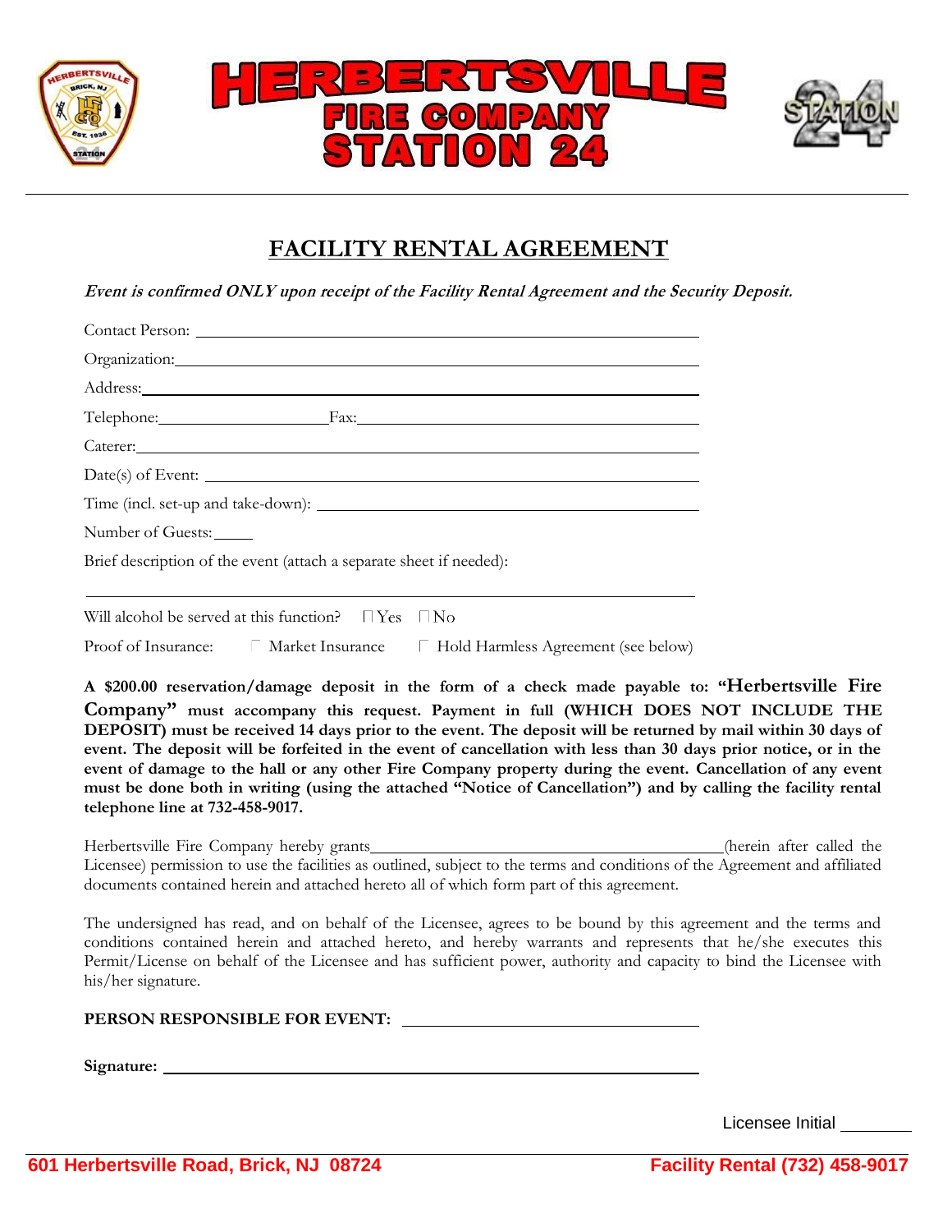# HERBERTSVILLE FIRE COMPANY STATION 24

## FACILITY RENTAL AGREEMENT

***Event is confirmed ONLY upon receipt of the Facility Rental Agreement and the Security Deposit.***

Contact Person: ______________________________________________

Organization: ______________________________________________

Address: ______________________________________________

Telephone: ____________________ Fax: ______________________________

Caterer: ______________________________________________

Date(s) of Event: ______________________________________________

Time (incl. set-up and take-down): ______________________________

Number of Guests: _____

Brief description of the event (attach a separate sheet if needed):

______________________________________________

Will alcohol be served at this function? ☐ Yes ☐ No

Proof of Insurance: ☐ Market Insurance ☐ Hold Harmless Agreement (see below)

**A $200.00 reservation/damage deposit in the form of a check made payable to: "Herbertsville Fire Company" must accompany this request. Payment in full (WHICH DOES NOT INCLUDE THE DEPOSIT) must be received 14 days prior to the event. The deposit will be returned by mail within 30 days of event. The deposit will be forfeited in the event of cancellation with less than 30 days prior notice, or in the event of damage to the hall or any other Fire Company property during the event. Cancellation of any event must be done both in writing (using the attached "Notice of Cancellation") and by calling the facility rental telephone line at 732-458-9017.**

Herbertsville Fire Company hereby grants ________________________________ (herein after called the Licensee) permission to use the facilities as outlined, subject to the terms and conditions of the Agreement and affiliated documents contained herein and attached hereto all of which form part of this agreement.

The undersigned has read, and on behalf of the Licensee, agrees to be bound by this agreement and the terms and conditions contained herein and attached hereto, and hereby warrants and represents that he/she executes this Permit/License on behalf of the Licensee and has sufficient power, authority and capacity to bind the Licensee with his/her signature.

**PERSON RESPONSIBLE FOR EVENT:** ______________________________

**Signature:** ______________________________________________

Licensee Initial ________

601 Herbertsville Road, Brick, NJ 08724 — Facility Rental (732) 458-9017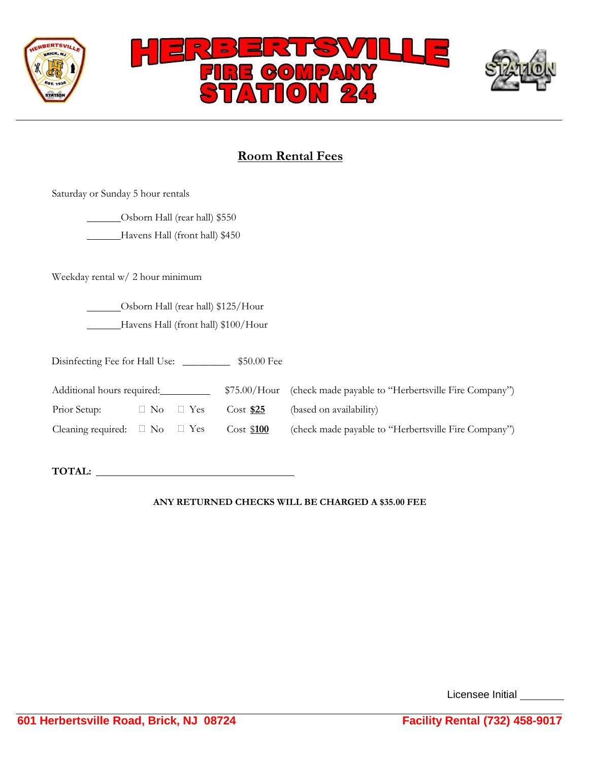# HERBERTSVILLE FIRE COMPANY STATION 24

## Room Rental Fees

Saturday or Sunday 5 hour rentals

_______Osborn Hall (rear hall) $550

_______Havens Hall (front hall) $450

Weekday rental w/ 2 hour minimum

_______Osborn Hall (rear hall) $125/Hour

_______Havens Hall (front hall) $100/Hour

Disinfecting Fee for Hall Use: _________ $50.00 Fee

| | | | | |
|---|---|---|---|---|
| Additional hours required: __________ | | | $75.00/Hour | (check made payable to "Herbertsville Fire Company") |
| Prior Setup: | ☐ No | ☐ Yes | Cost **$25** | (based on availability) |
| Cleaning required: | ☐ No | ☐ Yes | Cost **$100** | (check made payable to "Herbertsville Fire Company") |

**TOTAL:** ______________________________________

**ANY RETURNED CHECKS WILL BE CHARGED A $35.00 FEE**

Licensee Initial ________

601 Herbertsville Road, Brick, NJ 08724 Facility Rental (732) 458-9017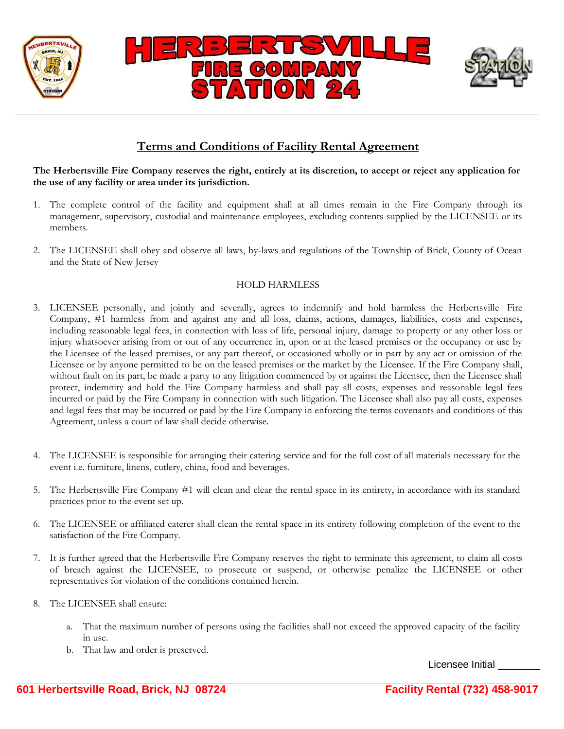## Terms and Conditions of Facility Rental Agreement

**The Herbertsville Fire Company reserves the right, entirely at its discretion, to accept or reject any application for the use of any facility or area under its jurisdiction.**

1. The complete control of the facility and equipment shall at all times remain in the Fire Company through its management, supervisory, custodial and maintenance employees, excluding contents supplied by the LICENSEE or its members.

2. The LICENSEE shall obey and observe all laws, by-laws and regulations of the Township of Brick, County of Ocean and the State of New Jersey

HOLD HARMLESS

3. LICENSEE personally, and jointly and severally, agrees to indemnify and hold harmless the Herbertsville Fire Company, #1 harmless from and against any and all loss, claims, actions, damages, liabilities, costs and expenses, including reasonable legal fees, in connection with loss of life, personal injury, damage to property or any other loss or injury whatsoever arising from or out of any occurrence in, upon or at the leased premises or the occupancy or use by the Licensee of the leased premises, or any part thereof, or occasioned wholly or in part by any act or omission of the Licensee or by anyone permitted to be on the leased premises or the market by the Licensee. If the Fire Company shall, without fault on its part, be made a party to any litigation commenced by or against the Licensee, then the Licensee shall protect, indemnity and hold the Fire Company harmless and shall pay all costs, expenses and reasonable legal fees incurred or paid by the Fire Company in connection with such litigation. The Licensee shall also pay all costs, expenses and legal fees that may be incurred or paid by the Fire Company in enforcing the terms covenants and conditions of this Agreement, unless a court of law shall decide otherwise.

4. The LICENSEE is responsible for arranging their catering service and for the full cost of all materials necessary for the event i.e. furniture, linens, cutlery, china, food and beverages.

5. The Herbertsville Fire Company #1 will clean and clear the rental space in its entirety, in accordance with its standard practices prior to the event set up.

6. The LICENSEE or affiliated caterer shall clean the rental space in its entirety following completion of the event to the satisfaction of the Fire Company.

7. It is further agreed that the Herbertsville Fire Company reserves the right to terminate this agreement, to claim all costs of breach against the LICENSEE, to prosecute or suspend, or otherwise penalize the LICENSEE or other representatives for violation of the conditions contained herein.

8. The LICENSEE shall ensure:

   a. That the maximum number of persons using the facilities shall not exceed the approved capacity of the facility in use.
   b. That law and order is preserved.

Licensee Initial ________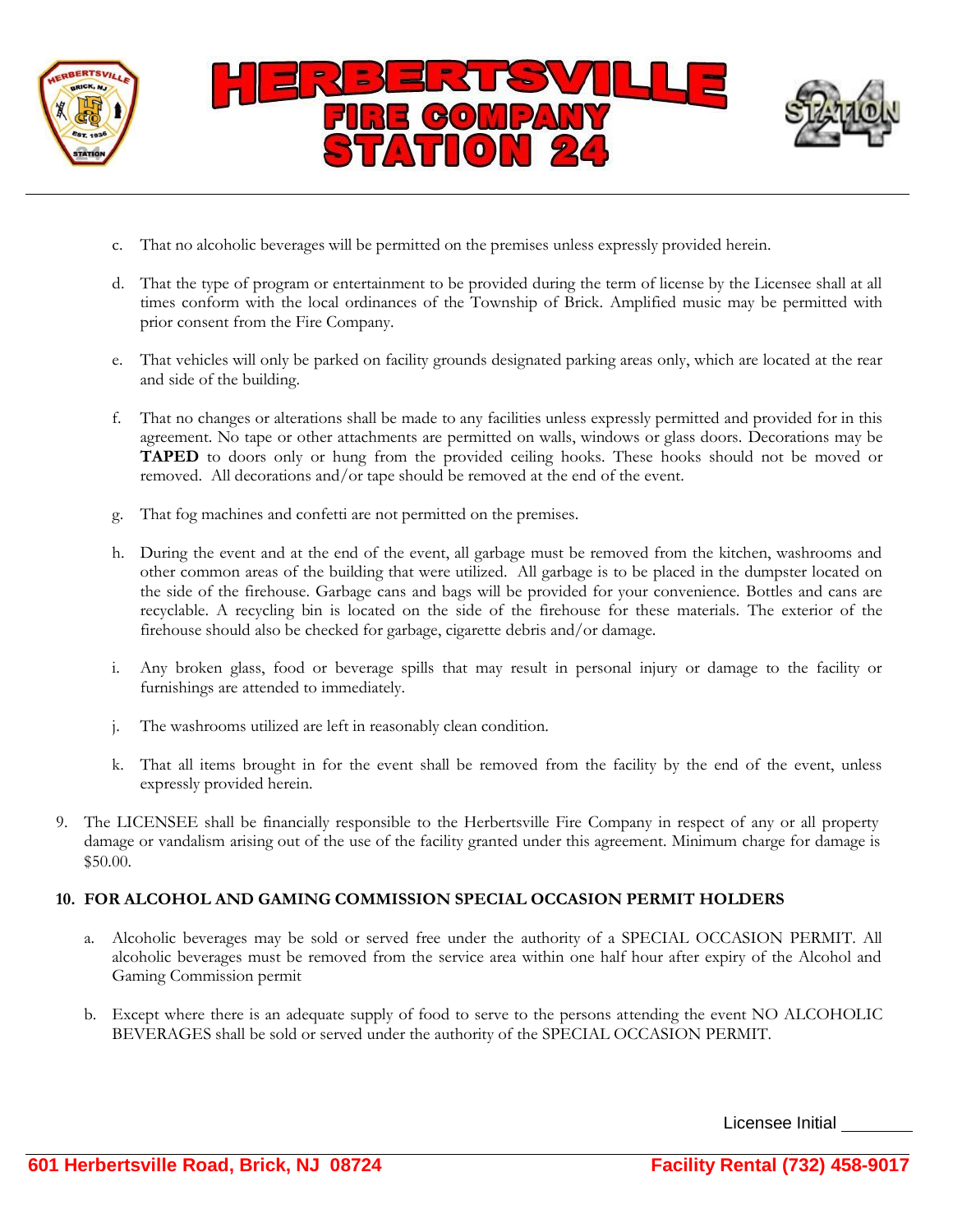c. That no alcoholic beverages will be permitted on the premises unless expressly provided herein.

d. That the type of program or entertainment to be provided during the term of license by the Licensee shall at all times conform with the local ordinances of the Township of Brick. Amplified music may be permitted with prior consent from the Fire Company.

e. That vehicles will only be parked on facility grounds designated parking areas only, which are located at the rear and side of the building.

f. That no changes or alterations shall be made to any facilities unless expressly permitted and provided for in this agreement. No tape or other attachments are permitted on walls, windows or glass doors. Decorations may be **TAPED** to doors only or hung from the provided ceiling hooks. These hooks should not be moved or removed. All decorations and/or tape should be removed at the end of the event.

g. That fog machines and confetti are not permitted on the premises.

h. During the event and at the end of the event, all garbage must be removed from the kitchen, washrooms and other common areas of the building that were utilized. All garbage is to be placed in the dumpster located on the side of the firehouse. Garbage cans and bags will be provided for your convenience. Bottles and cans are recyclable. A recycling bin is located on the side of the firehouse for these materials. The exterior of the firehouse should also be checked for garbage, cigarette debris and/or damage.

i. Any broken glass, food or beverage spills that may result in personal injury or damage to the facility or furnishings are attended to immediately.

j. The washrooms utilized are left in reasonably clean condition.

k. That all items brought in for the event shall be removed from the facility by the end of the event, unless expressly provided herein.

9. The LICENSEE shall be financially responsible to the Herbertsville Fire Company in respect of any or all property damage or vandalism arising out of the use of the facility granted under this agreement. Minimum charge for damage is $50.00.

**10. FOR ALCOHOL AND GAMING COMMISSION SPECIAL OCCASION PERMIT HOLDERS**

a. Alcoholic beverages may be sold or served free under the authority of a SPECIAL OCCASION PERMIT. All alcoholic beverages must be removed from the service area within one half hour after expiry of the Alcohol and Gaming Commission permit

b. Except where there is an adequate supply of food to serve to the persons attending the event NO ALCOHOLIC BEVERAGES shall be sold or served under the authority of the SPECIAL OCCASION PERMIT.

Licensee Initial ________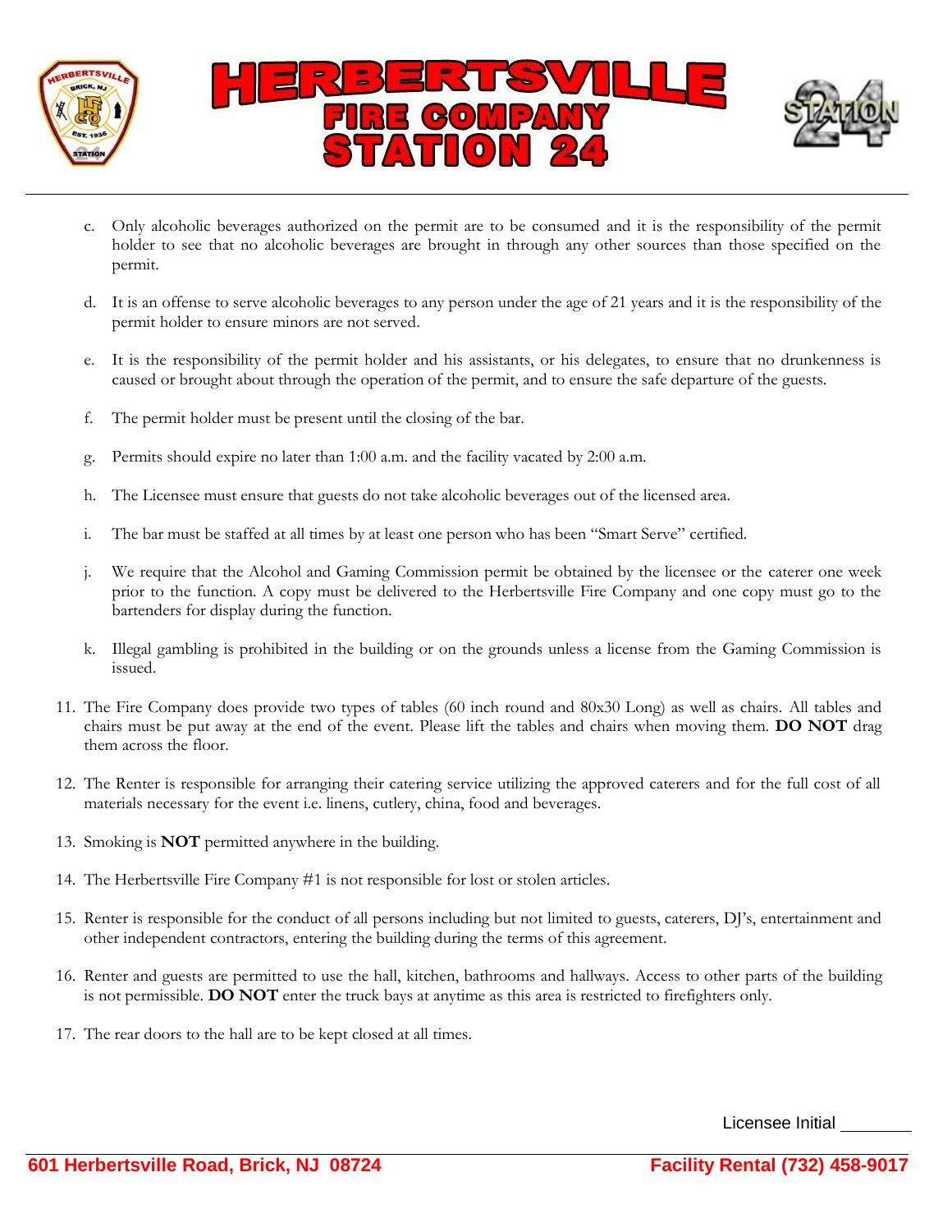c. Only alcoholic beverages authorized on the permit are to be consumed and it is the responsibility of the permit holder to see that no alcoholic beverages are brought in through any other sources than those specified on the permit.

d. It is an offense to serve alcoholic beverages to any person under the age of 21 years and it is the responsibility of the permit holder to ensure minors are not served.

e. It is the responsibility of the permit holder and his assistants, or his delegates, to ensure that no drunkenness is caused or brought about through the operation of the permit, and to ensure the safe departure of the guests.

f. The permit holder must be present until the closing of the bar.

g. Permits should expire no later than 1:00 a.m. and the facility vacated by 2:00 a.m.

h. The Licensee must ensure that guests do not take alcoholic beverages out of the licensed area.

i. The bar must be staffed at all times by at least one person who has been "Smart Serve" certified.

j. We require that the Alcohol and Gaming Commission permit be obtained by the licensee or the caterer one week prior to the function. A copy must be delivered to the Herbertsville Fire Company and one copy must go to the bartenders for display during the function.

k. Illegal gambling is prohibited in the building or on the grounds unless a license from the Gaming Commission is issued.

11. The Fire Company does provide two types of tables (60 inch round and 80x30 Long) as well as chairs. All tables and chairs must be put away at the end of the event. Please lift the tables and chairs when moving them. **DO NOT** drag them across the floor.

12. The Renter is responsible for arranging their catering service utilizing the approved caterers and for the full cost of all materials necessary for the event i.e. linens, cutlery, china, food and beverages.

13. Smoking is **NOT** permitted anywhere in the building.

14. The Herbertsville Fire Company #1 is not responsible for lost or stolen articles.

15. Renter is responsible for the conduct of all persons including but not limited to guests, caterers, DJ's, entertainment and other independent contractors, entering the building during the terms of this agreement.

16. Renter and guests are permitted to use the hall, kitchen, bathrooms and hallways. Access to other parts of the building is not permissible. **DO NOT** enter the truck bays at anytime as this area is restricted to firefighters only.

17. The rear doors to the hall are to be kept closed at all times.

Licensee Initial ________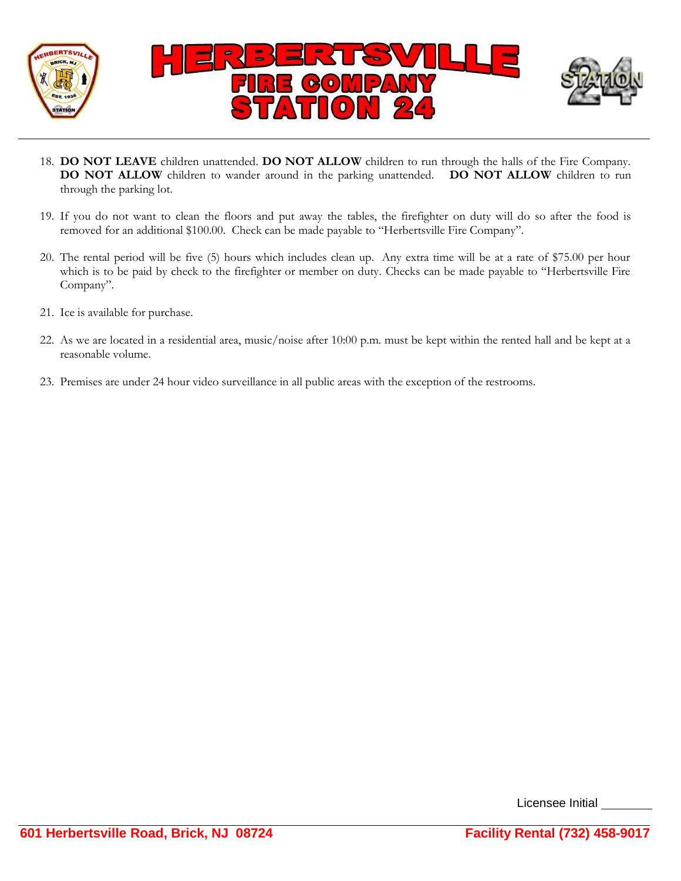18. **DO NOT LEAVE** children unattended. **DO NOT ALLOW** children to run through the halls of the Fire Company. **DO NOT ALLOW** children to wander around in the parking unattended. **DO NOT ALLOW** children to run through the parking lot.

19. If you do not want to clean the floors and put away the tables, the firefighter on duty will do so after the food is removed for an additional $100.00. Check can be made payable to "Herbertsville Fire Company".

20. The rental period will be five (5) hours which includes clean up. Any extra time will be at a rate of $75.00 per hour which is to be paid by check to the firefighter or member on duty. Checks can be made payable to "Herbertsville Fire Company".

21. Ice is available for purchase.

22. As we are located in a residential area, music/noise after 10:00 p.m. must be kept within the rented hall and be kept at a reasonable volume.

23. Premises are under 24 hour video surveillance in all public areas with the exception of the restrooms.

Licensee Initial ________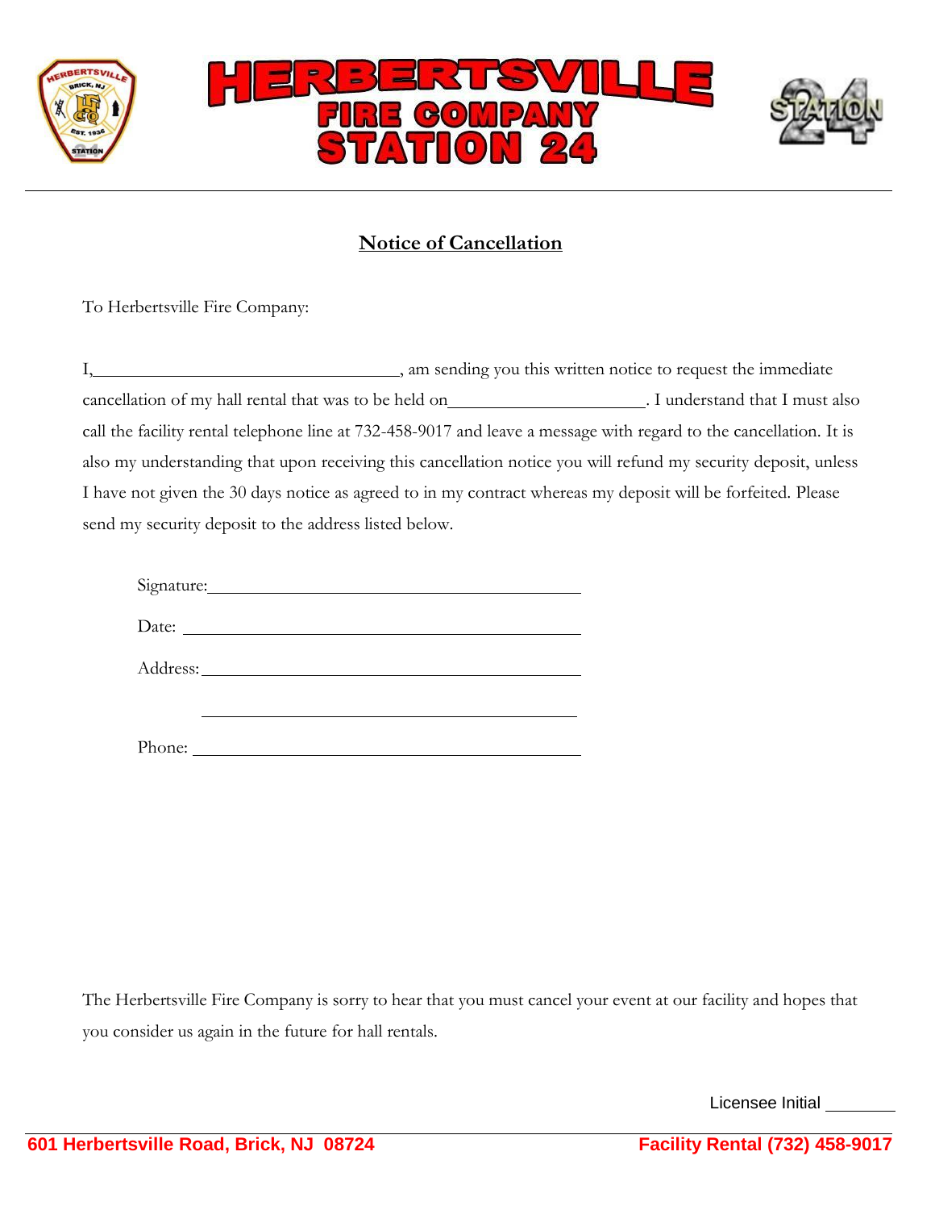# HERBERTSVILLE FIRE COMPANY STATION 24

## Notice of Cancellation

To Herbertsville Fire Company:

I,\_\_\_\_\_\_\_\_\_\_\_\_\_\_\_\_\_\_\_\_\_\_\_\_\_\_\_\_\_\_\_\_\_\_, am sending you this written notice to request the immediate cancellation of my hall rental that was to be held on\_\_\_\_\_\_\_\_\_\_\_\_\_\_\_\_\_\_\_\_\_\_. I understand that I must also call the facility rental telephone line at 732-458-9017 and leave a message with regard to the cancellation. It is also my understanding that upon receiving this cancellation notice you will refund my security deposit, unless I have not given the 30 days notice as agreed to in my contract whereas my deposit will be forfeited. Please send my security deposit to the address listed below.

Signature:\_\_\_\_\_\_\_\_\_\_\_\_\_\_\_\_\_\_\_\_\_\_\_\_\_\_\_\_\_\_\_\_\_\_\_\_\_\_\_\_

Date: \_\_\_\_\_\_\_\_\_\_\_\_\_\_\_\_\_\_\_\_\_\_\_\_\_\_\_\_\_\_\_\_\_\_\_\_\_\_\_\_\_\_

Address:\_\_\_\_\_\_\_\_\_\_\_\_\_\_\_\_\_\_\_\_\_\_\_\_\_\_\_\_\_\_\_\_\_\_\_\_\_\_\_\_\_

\_\_\_\_\_\_\_\_\_\_\_\_\_\_\_\_\_\_\_\_\_\_\_\_\_\_\_\_\_\_\_\_\_\_\_\_\_\_\_\_\_

Phone: \_\_\_\_\_\_\_\_\_\_\_\_\_\_\_\_\_\_\_\_\_\_\_\_\_\_\_\_\_\_\_\_\_\_\_\_\_\_\_\_\_

The Herbertsville Fire Company is sorry to hear that you must cancel your event at our facility and hopes that you consider us again in the future for hall rentals.

Licensee Initial \_\_\_\_\_\_\_\_

**601 Herbertsville Road, Brick, NJ 08724** **Facility Rental (732) 458-9017**